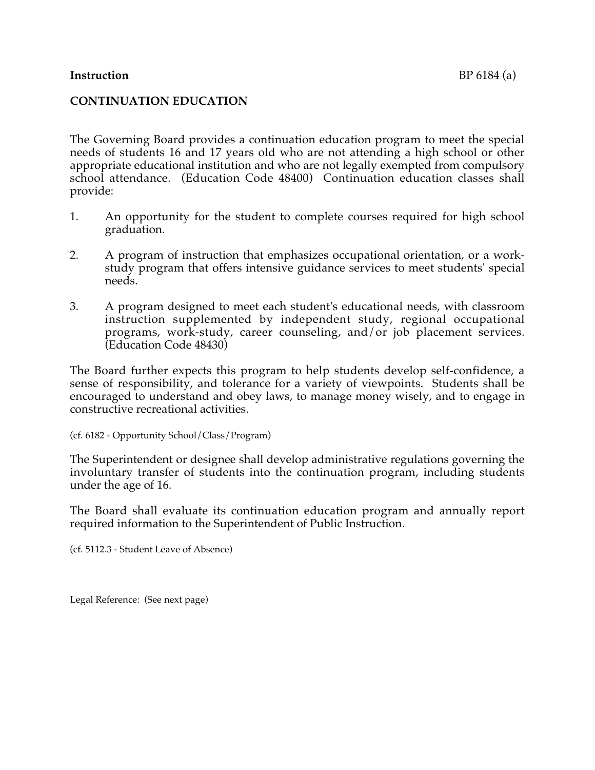**Instruction** BP 6184 (a)

## CONTINUATION EDUCATION

The Governing Board provides a continuation education program to meet the special needs of students 16 and 17 years old who are not attending a high school or other appropriate educational institution and who are not legally exempted from compulsory school attendance. (Education Code 48400) Continuation education classes shall provide:

1. An opportunity for the student to complete courses required for high school graduation.

2. A program of instruction that emphasizes occupational orientation, or a work-study program that offers intensive guidance services to meet students' special needs.

3. A program designed to meet each student's educational needs, with classroom instruction supplemented by independent study, regional occupational programs, work-study, career counseling, and/or job placement services. (Education Code 48430)

The Board further expects this program to help students develop self-confidence, a sense of responsibility, and tolerance for a variety of viewpoints. Students shall be encouraged to understand and obey laws, to manage money wisely, and to engage in constructive recreational activities.

(cf. 6182 - Opportunity School/Class/Program)

The Superintendent or designee shall develop administrative regulations governing the involuntary transfer of students into the continuation program, including students under the age of 16.

The Board shall evaluate its continuation education program and annually report required information to the Superintendent of Public Instruction.

(cf. 5112.3 - Student Leave of Absence)

Legal Reference: (See next page)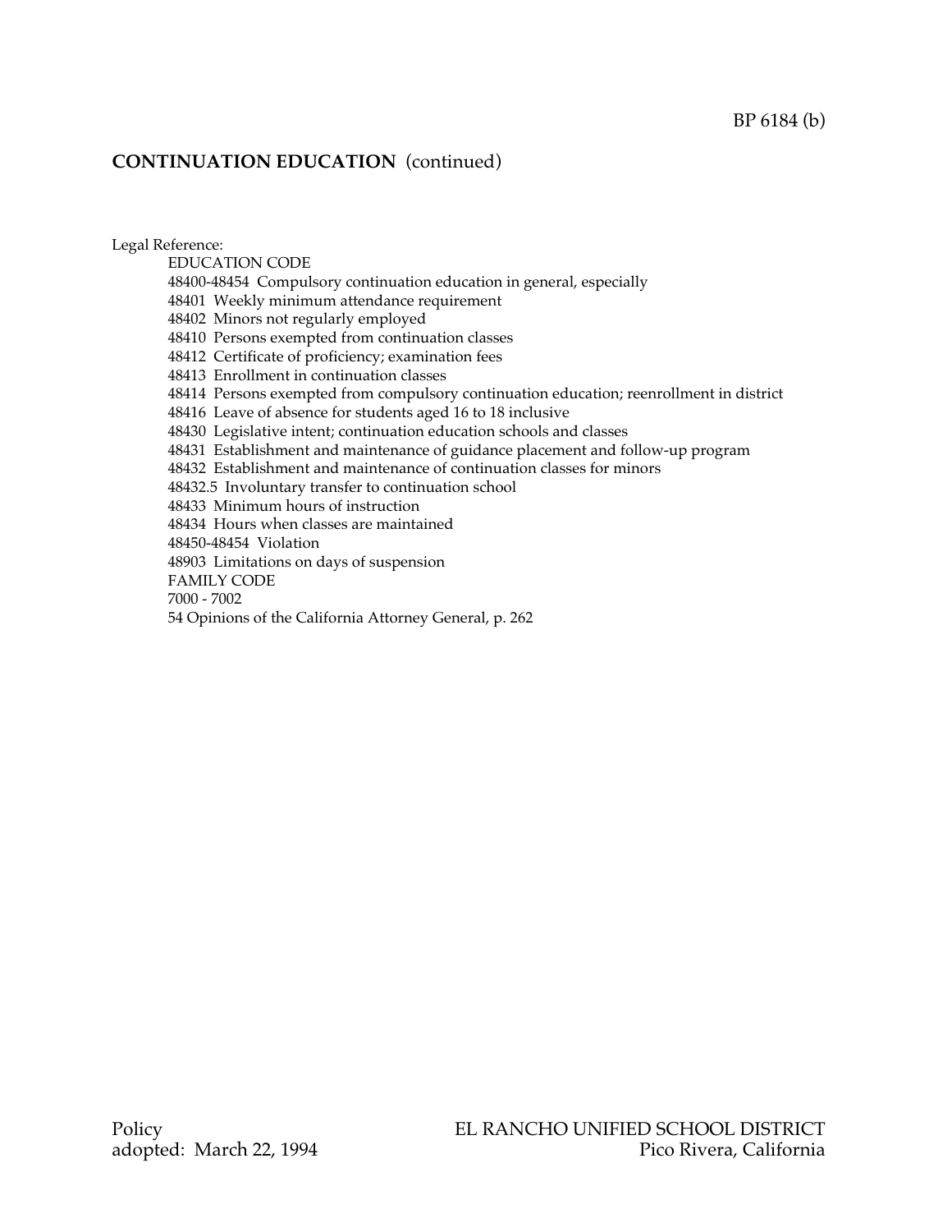## CONTINUATION EDUCATION (continued)

Legal Reference:

EDUCATION CODE

48400-48454 Compulsory continuation education in general, especially

48401 Weekly minimum attendance requirement

48402 Minors not regularly employed

48410 Persons exempted from continuation classes

48412 Certificate of proficiency; examination fees

48413 Enrollment in continuation classes

48414 Persons exempted from compulsory continuation education; reenrollment in district

48416 Leave of absence for students aged 16 to 18 inclusive

48430 Legislative intent; continuation education schools and classes

48431 Establishment and maintenance of guidance placement and follow-up program

48432 Establishment and maintenance of continuation classes for minors

48432.5 Involuntary transfer to continuation school

48433 Minimum hours of instruction

48434 Hours when classes are maintained

48450-48454 Violation

48903 Limitations on days of suspension

FAMILY CODE

7000 - 7002

54 Opinions of the California Attorney General, p. 262

Policy
adopted: March 22, 1994

EL RANCHO UNIFIED SCHOOL DISTRICT
Pico Rivera, California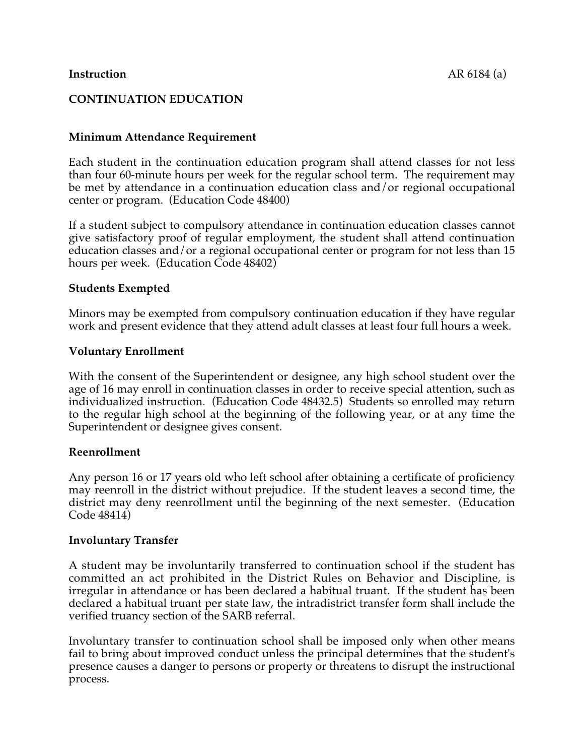**Instruction**

## CONTINUATION EDUCATION

### Minimum Attendance Requirement

Each student in the continuation education program shall attend classes for not less than four 60-minute hours per week for the regular school term. The requirement may be met by attendance in a continuation education class and/or regional occupational center or program. (Education Code 48400)

If a student subject to compulsory attendance in continuation education classes cannot give satisfactory proof of regular employment, the student shall attend continuation education classes and/or a regional occupational center or program for not less than 15 hours per week. (Education Code 48402)

### Students Exempted

Minors may be exempted from compulsory continuation education if they have regular work and present evidence that they attend adult classes at least four full hours a week.

### Voluntary Enrollment

With the consent of the Superintendent or designee, any high school student over the age of 16 may enroll in continuation classes in order to receive special attention, such as individualized instruction. (Education Code 48432.5) Students so enrolled may return to the regular high school at the beginning of the following year, or at any time the Superintendent or designee gives consent.

### Reenrollment

Any person 16 or 17 years old who left school after obtaining a certificate of proficiency may reenroll in the district without prejudice. If the student leaves a second time, the district may deny reenrollment until the beginning of the next semester. (Education Code 48414)

### Involuntary Transfer

A student may be involuntarily transferred to continuation school if the student has committed an act prohibited in the District Rules on Behavior and Discipline, is irregular in attendance or has been declared a habitual truant. If the student has been declared a habitual truant per state law, the intradistrict transfer form shall include the verified truancy section of the SARB referral.

Involuntary transfer to continuation school shall be imposed only when other means fail to bring about improved conduct unless the principal determines that the student's presence causes a danger to persons or property or threatens to disrupt the instructional process.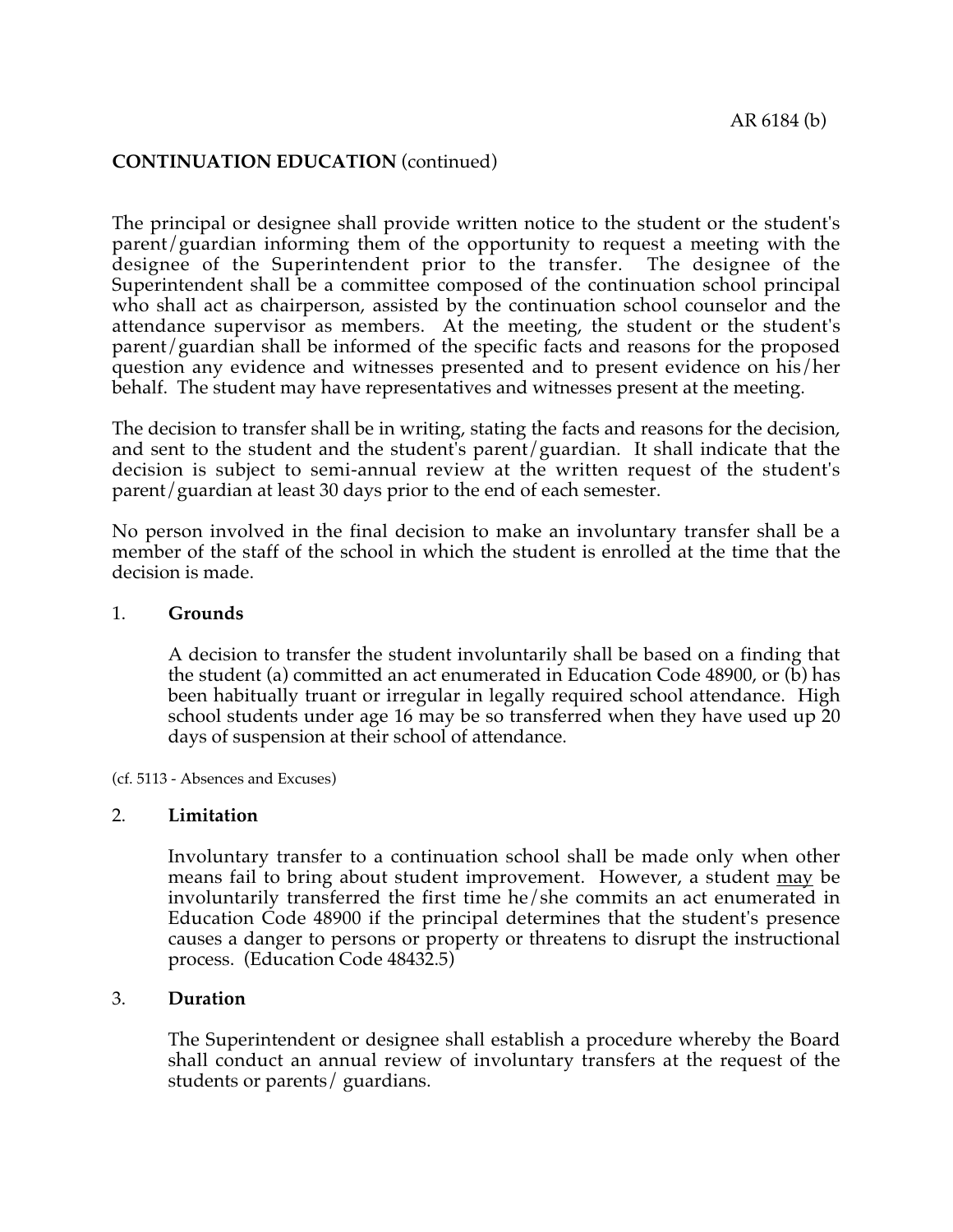**CONTINUATION EDUCATION** (continued)

The principal or designee shall provide written notice to the student or the student's parent/guardian informing them of the opportunity to request a meeting with the designee of the Superintendent prior to the transfer. The designee of the Superintendent shall be a committee composed of the continuation school principal who shall act as chairperson, assisted by the continuation school counselor and the attendance supervisor as members. At the meeting, the student or the student's parent/guardian shall be informed of the specific facts and reasons for the proposed question any evidence and witnesses presented and to present evidence on his/her behalf. The student may have representatives and witnesses present at the meeting.

The decision to transfer shall be in writing, stating the facts and reasons for the decision, and sent to the student and the student's parent/guardian. It shall indicate that the decision is subject to semi-annual review at the written request of the student's parent/guardian at least 30 days prior to the end of each semester.

No person involved in the final decision to make an involuntary transfer shall be a member of the staff of the school in which the student is enrolled at the time that the decision is made.

1. **Grounds**

   A decision to transfer the student involuntarily shall be based on a finding that the student (a) committed an act enumerated in Education Code 48900, or (b) has been habitually truant or irregular in legally required school attendance. High school students under age 16 may be so transferred when they have used up 20 days of suspension at their school of attendance.

(cf. 5113 - Absences and Excuses)

2. **Limitation**

   Involuntary transfer to a continuation school shall be made only when other means fail to bring about student improvement. However, a student <u>may</u> be involuntarily transferred the first time he/she commits an act enumerated in Education Code 48900 if the principal determines that the student's presence causes a danger to persons or property or threatens to disrupt the instructional process. (Education Code 48432.5)

3. **Duration**

   The Superintendent or designee shall establish a procedure whereby the Board shall conduct an annual review of involuntary transfers at the request of the students or parents/ guardians.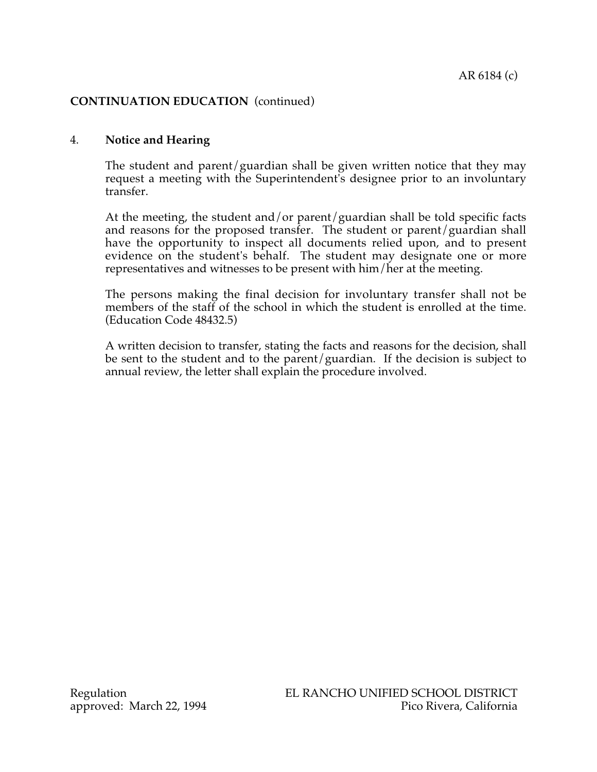**CONTINUATION EDUCATION** (continued)

4. **Notice and Hearing**

   The student and parent/guardian shall be given written notice that they may request a meeting with the Superintendent's designee prior to an involuntary transfer.

   At the meeting, the student and/or parent/guardian shall be told specific facts and reasons for the proposed transfer. The student or parent/guardian shall have the opportunity to inspect all documents relied upon, and to present evidence on the student's behalf. The student may designate one or more representatives and witnesses to be present with him/her at the meeting.

   The persons making the final decision for involuntary transfer shall not be members of the staff of the school in which the student is enrolled at the time. (Education Code 48432.5)

   A written decision to transfer, stating the facts and reasons for the decision, shall be sent to the student and to the parent/guardian. If the decision is subject to annual review, the letter shall explain the procedure involved.

Regulation
approved: March 22, 1994

EL RANCHO UNIFIED SCHOOL DISTRICT
Pico Rivera, California